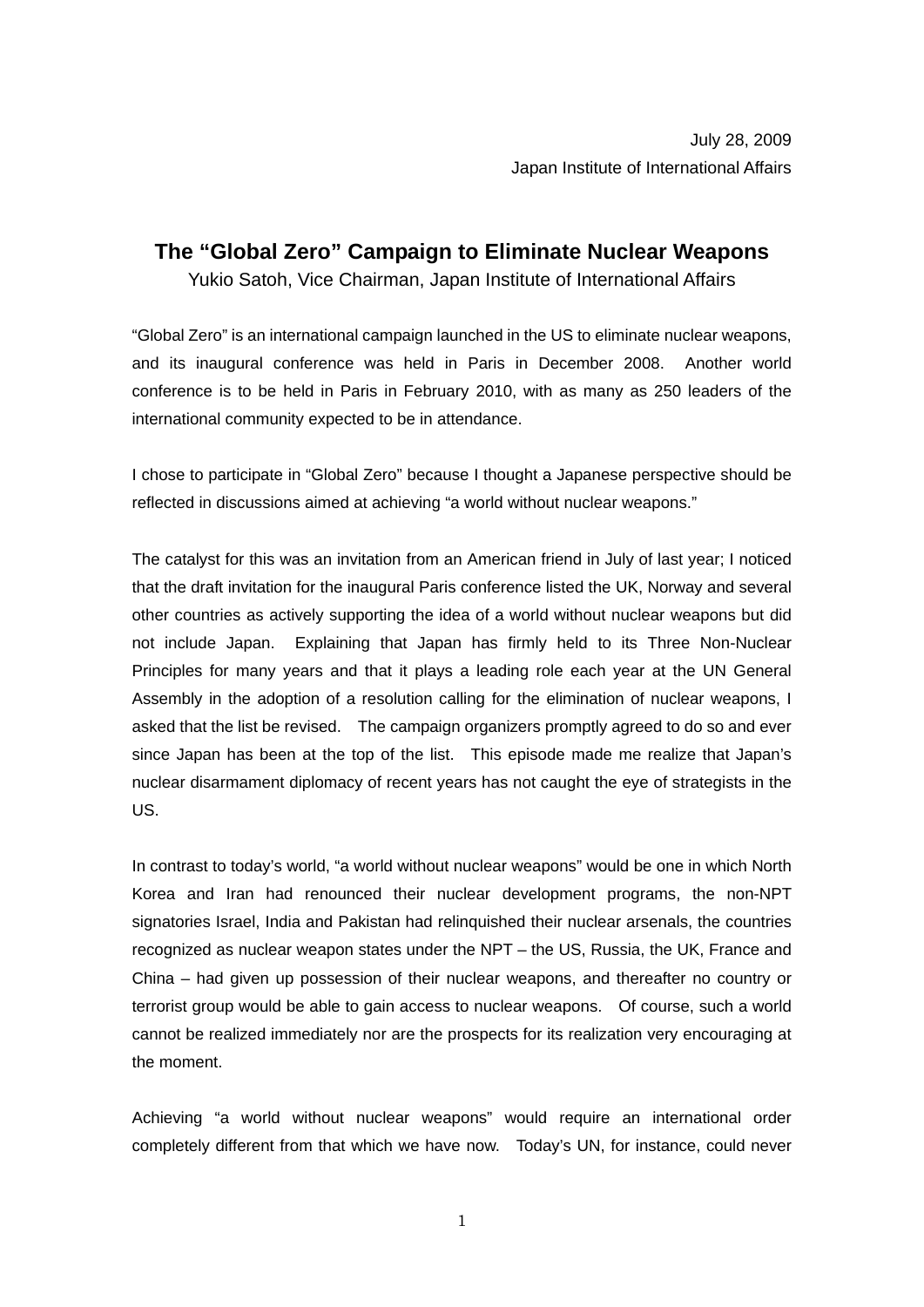July 28, 2009
Japan Institute of International Affairs

# The "Global Zero" Campaign to Eliminate Nuclear Weapons

Yukio Satoh, Vice Chairman, Japan Institute of International Affairs

"Global Zero" is an international campaign launched in the US to eliminate nuclear weapons, and its inaugural conference was held in Paris in December 2008. Another world conference is to be held in Paris in February 2010, with as many as 250 leaders of the international community expected to be in attendance.

I chose to participate in "Global Zero" because I thought a Japanese perspective should be reflected in discussions aimed at achieving "a world without nuclear weapons."

The catalyst for this was an invitation from an American friend in July of last year; I noticed that the draft invitation for the inaugural Paris conference listed the UK, Norway and several other countries as actively supporting the idea of a world without nuclear weapons but did not include Japan. Explaining that Japan has firmly held to its Three Non-Nuclear Principles for many years and that it plays a leading role each year at the UN General Assembly in the adoption of a resolution calling for the elimination of nuclear weapons, I asked that the list be revised. The campaign organizers promptly agreed to do so and ever since Japan has been at the top of the list. This episode made me realize that Japan's nuclear disarmament diplomacy of recent years has not caught the eye of strategists in the US.

In contrast to today's world, "a world without nuclear weapons" would be one in which North Korea and Iran had renounced their nuclear development programs, the non-NPT signatories Israel, India and Pakistan had relinquished their nuclear arsenals, the countries recognized as nuclear weapon states under the NPT – the US, Russia, the UK, France and China – had given up possession of their nuclear weapons, and thereafter no country or terrorist group would be able to gain access to nuclear weapons. Of course, such a world cannot be realized immediately nor are the prospects for its realization very encouraging at the moment.

Achieving "a world without nuclear weapons" would require an international order completely different from that which we have now. Today's UN, for instance, could never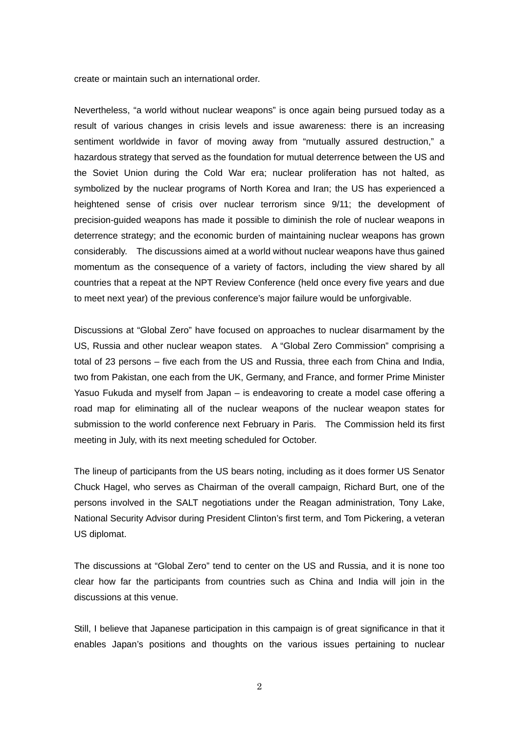create or maintain such an international order.

Nevertheless, “a world without nuclear weapons” is once again being pursued today as a result of various changes in crisis levels and issue awareness: there is an increasing sentiment worldwide in favor of moving away from “mutually assured destruction,” a hazardous strategy that served as the foundation for mutual deterrence between the US and the Soviet Union during the Cold War era; nuclear proliferation has not halted, as symbolized by the nuclear programs of North Korea and Iran; the US has experienced a heightened sense of crisis over nuclear terrorism since 9/11; the development of precision-guided weapons has made it possible to diminish the role of nuclear weapons in deterrence strategy; and the economic burden of maintaining nuclear weapons has grown considerably. The discussions aimed at a world without nuclear weapons have thus gained momentum as the consequence of a variety of factors, including the view shared by all countries that a repeat at the NPT Review Conference (held once every five years and due to meet next year) of the previous conference’s major failure would be unforgivable.

Discussions at “Global Zero” have focused on approaches to nuclear disarmament by the US, Russia and other nuclear weapon states. A “Global Zero Commission” comprising a total of 23 persons – five each from the US and Russia, three each from China and India, two from Pakistan, one each from the UK, Germany, and France, and former Prime Minister Yasuo Fukuda and myself from Japan – is endeavoring to create a model case offering a road map for eliminating all of the nuclear weapons of the nuclear weapon states for submission to the world conference next February in Paris. The Commission held its first meeting in July, with its next meeting scheduled for October.

The lineup of participants from the US bears noting, including as it does former US Senator Chuck Hagel, who serves as Chairman of the overall campaign, Richard Burt, one of the persons involved in the SALT negotiations under the Reagan administration, Tony Lake, National Security Advisor during President Clinton’s first term, and Tom Pickering, a veteran US diplomat.

The discussions at “Global Zero” tend to center on the US and Russia, and it is none too clear how far the participants from countries such as China and India will join in the discussions at this venue.

Still, I believe that Japanese participation in this campaign is of great significance in that it enables Japan’s positions and thoughts on the various issues pertaining to nuclear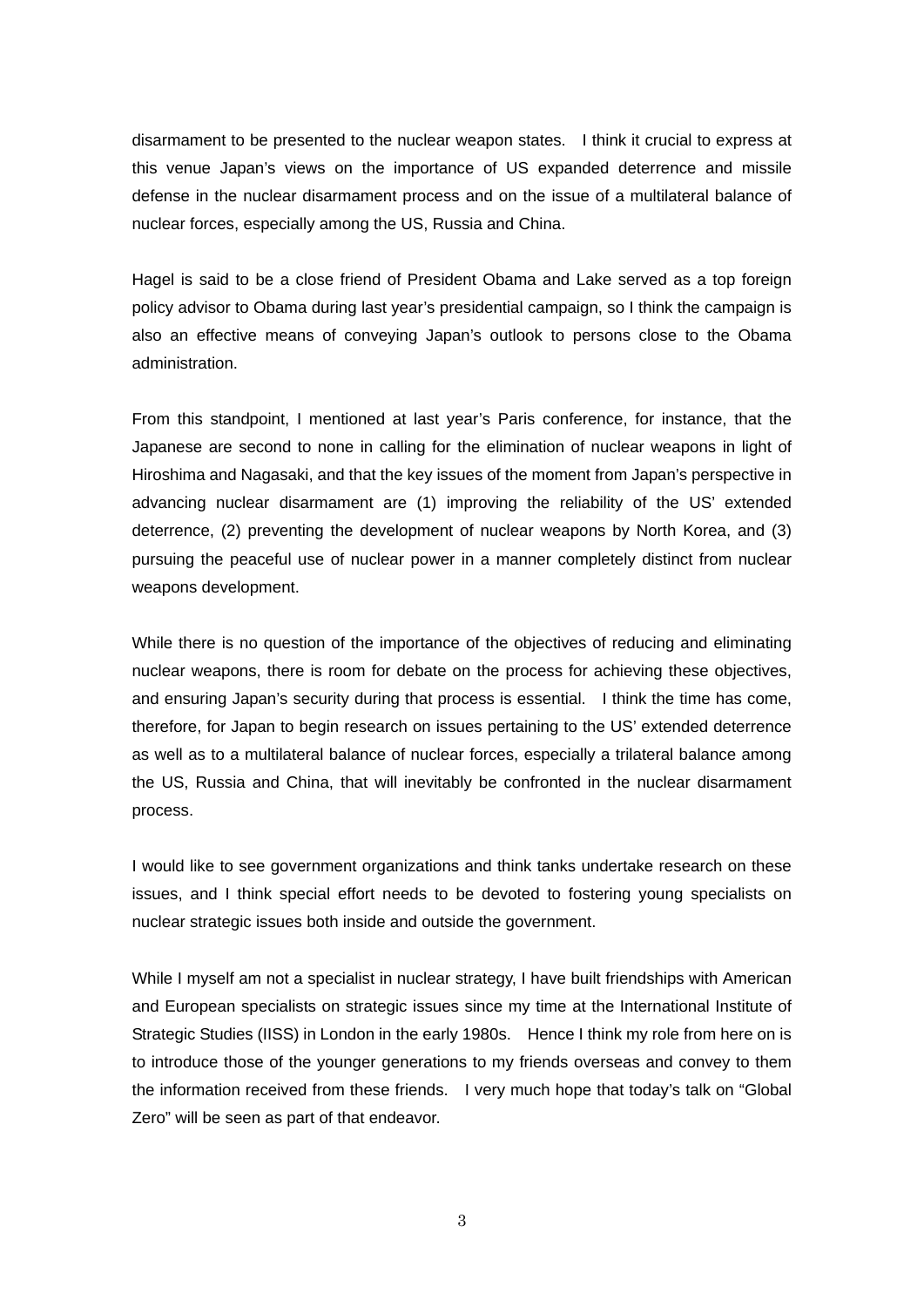disarmament to be presented to the nuclear weapon states. I think it crucial to express at this venue Japan's views on the importance of US expanded deterrence and missile defense in the nuclear disarmament process and on the issue of a multilateral balance of nuclear forces, especially among the US, Russia and China.

Hagel is said to be a close friend of President Obama and Lake served as a top foreign policy advisor to Obama during last year's presidential campaign, so I think the campaign is also an effective means of conveying Japan's outlook to persons close to the Obama administration.

From this standpoint, I mentioned at last year's Paris conference, for instance, that the Japanese are second to none in calling for the elimination of nuclear weapons in light of Hiroshima and Nagasaki, and that the key issues of the moment from Japan's perspective in advancing nuclear disarmament are (1) improving the reliability of the US' extended deterrence, (2) preventing the development of nuclear weapons by North Korea, and (3) pursuing the peaceful use of nuclear power in a manner completely distinct from nuclear weapons development.

While there is no question of the importance of the objectives of reducing and eliminating nuclear weapons, there is room for debate on the process for achieving these objectives, and ensuring Japan's security during that process is essential. I think the time has come, therefore, for Japan to begin research on issues pertaining to the US' extended deterrence as well as to a multilateral balance of nuclear forces, especially a trilateral balance among the US, Russia and China, that will inevitably be confronted in the nuclear disarmament process.

I would like to see government organizations and think tanks undertake research on these issues, and I think special effort needs to be devoted to fostering young specialists on nuclear strategic issues both inside and outside the government.

While I myself am not a specialist in nuclear strategy, I have built friendships with American and European specialists on strategic issues since my time at the International Institute of Strategic Studies (IISS) in London in the early 1980s. Hence I think my role from here on is to introduce those of the younger generations to my friends overseas and convey to them the information received from these friends. I very much hope that today's talk on "Global Zero" will be seen as part of that endeavor.